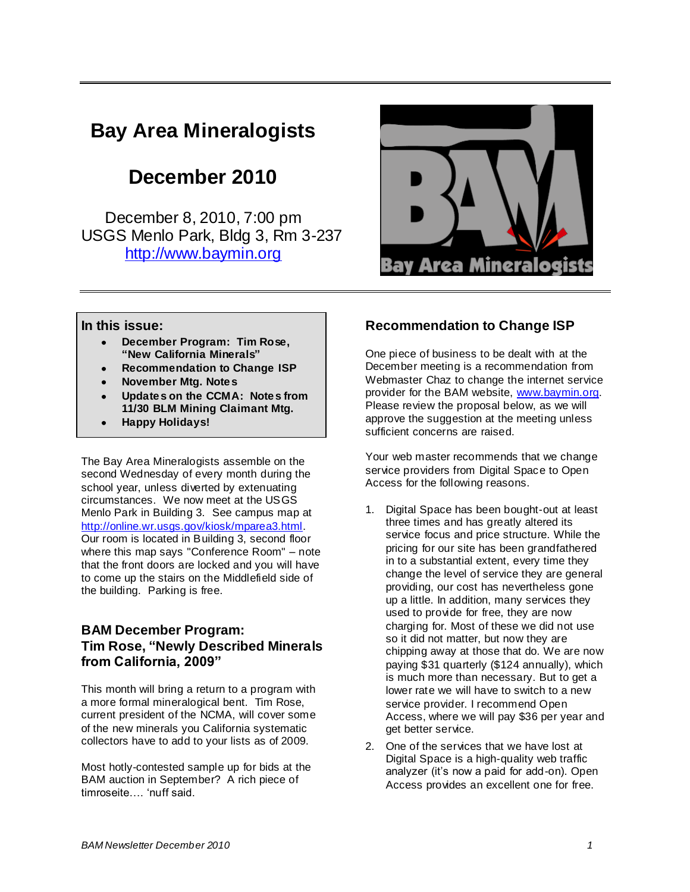# Bay Area Mineralogists

## December 2010

December 8, 2010, 7:00 pm
USGS Menlo Park, Bldg 3, Rm 3-237
http://www.baymin.org

**In this issue:**

- **December Program: Tim Rose, "New California Minerals"**
- **Recommendation to Change ISP**
- **November Mtg. Notes**
- **Updates on the CCMA: Notes from 11/30 BLM Mining Claimant Mtg.**
- **Happy Holidays!**

The Bay Area Mineralogists assemble on the second Wednesday of every month during the school year, unless diverted by extenuating circumstances. We now meet at the USGS Menlo Park in Building 3. See campus map at http://online.wr.usgs.gov/kiosk/mparea3.html. Our room is located in Building 3, second floor where this map says "Conference Room" – note that the front doors are locked and you will have to come up the stairs on the Middlefield side of the building. Parking is free.

### BAM December Program: Tim Rose, "Newly Described Minerals from California, 2009"

This month will bring a return to a program with a more formal mineralogical bent. Tim Rose, current president of the NCMA, will cover some of the new minerals you California systematic collectors have to add to your lists as of 2009.

Most hotly-contested sample up for bids at the BAM auction in September? A rich piece of timroseite…. 'nuff said.

### Recommendation to Change ISP

One piece of business to be dealt with at the December meeting is a recommendation from Webmaster Chaz to change the internet service provider for the BAM website, www.baymin.org. Please review the proposal below, as we will approve the suggestion at the meeting unless sufficient concerns are raised.

Your web master recommends that we change service providers from Digital Space to Open Access for the following reasons.

1. Digital Space has been bought-out at least three times and has greatly altered its service focus and price structure. While the pricing for our site has been grandfathered in to a substantial extent, every time they change the level of service they are general providing, our cost has nevertheless gone up a little. In addition, many services they used to provide for free, they are now charging for. Most of these we did not use so it did not matter, but now they are chipping away at those that do. We are now paying $31 quarterly ($124 annually), which is much more than necessary. But to get a lower rate we will have to switch to a new service provider. I recommend Open Access, where we will pay $36 per year and get better service.
2. One of the services that we have lost at Digital Space is a high-quality web traffic analyzer (it's now a paid for add-on). Open Access provides an excellent one for free.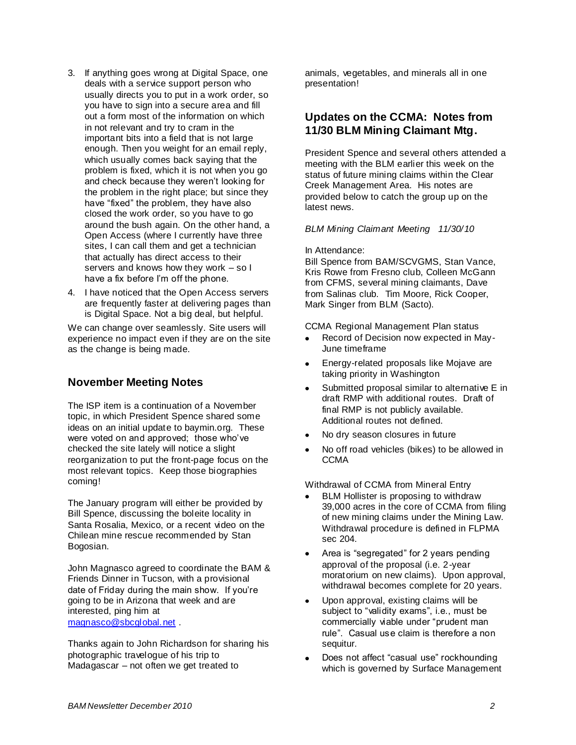3. If anything goes wrong at Digital Space, one deals with a service support person who usually directs you to put in a work order, so you have to sign into a secure area and fill out a form most of the information on which in not relevant and try to cram in the important bits into a field that is not large enough. Then you weight for an email reply, which usually comes back saying that the problem is fixed, which it is not when you go and check because they weren't looking for the problem in the right place; but since they have "fixed" the problem, they have also closed the work order, so you have to go around the bush again. On the other hand, a Open Access (where I currently have three sites, I can call them and get a technician that actually has direct access to their servers and knows how they work – so I have a fix before I'm off the phone.
4. I have noticed that the Open Access servers are frequently faster at delivering pages than is Digital Space. Not a big deal, but helpful.

We can change over seamlessly. Site users will experience no impact even if they are on the site as the change is being made.

## November Meeting Notes

The ISP item is a continuation of a November topic, in which President Spence shared some ideas on an initial update to baymin.org. These were voted on and approved; those who've checked the site lately will notice a slight reorganization to put the front-page focus on the most relevant topics. Keep those biographies coming!

The January program will either be provided by Bill Spence, discussing the boleite locality in Santa Rosalia, Mexico, or a recent video on the Chilean mine rescue recommended by Stan Bogosian.

John Magnasco agreed to coordinate the BAM & Friends Dinner in Tucson, with a provisional date of Friday during the main show. If you're going to be in Arizona that week and are interested, ping him at magnasco@sbcglobal.net .

Thanks again to John Richardson for sharing his photographic travelogue of his trip to Madagascar – not often we get treated to animals, vegetables, and minerals all in one presentation!

## Updates on the CCMA: Notes from 11/30 BLM Mining Claimant Mtg.

President Spence and several others attended a meeting with the BLM earlier this week on the status of future mining claims within the Clear Creek Management Area. His notes are provided below to catch the group up on the latest news.

*BLM Mining Claimant Meeting 11/30/10*

In Attendance:
Bill Spence from BAM/SCVGMS, Stan Vance, Kris Rowe from Fresno club, Colleen McGann from CFMS, several mining claimants, Dave from Salinas club. Tim Moore, Rick Cooper, Mark Singer from BLM (Sacto).

CCMA Regional Management Plan status

- Record of Decision now expected in May-June timeframe
- Energy-related proposals like Mojave are taking priority in Washington
- Submitted proposal similar to alternative E in draft RMP with additional routes. Draft of final RMP is not publicly available. Additional routes not defined.
- No dry season closures in future
- No off road vehicles (bikes) to be allowed in CCMA

Withdrawal of CCMA from Mineral Entry

- BLM Hollister is proposing to withdraw 39,000 acres in the core of CCMA from filing of new mining claims under the Mining Law. Withdrawal procedure is defined in FLPMA sec 204.
- Area is "segregated" for 2 years pending approval of the proposal (i.e. 2-year moratorium on new claims). Upon approval, withdrawal becomes complete for 20 years.
- Upon approval, existing claims will be subject to "validity exams", i.e., must be commercially viable under "prudent man rule". Casual use claim is therefore a non sequitur.
- Does not affect "casual use" rockhounding which is governed by Surface Management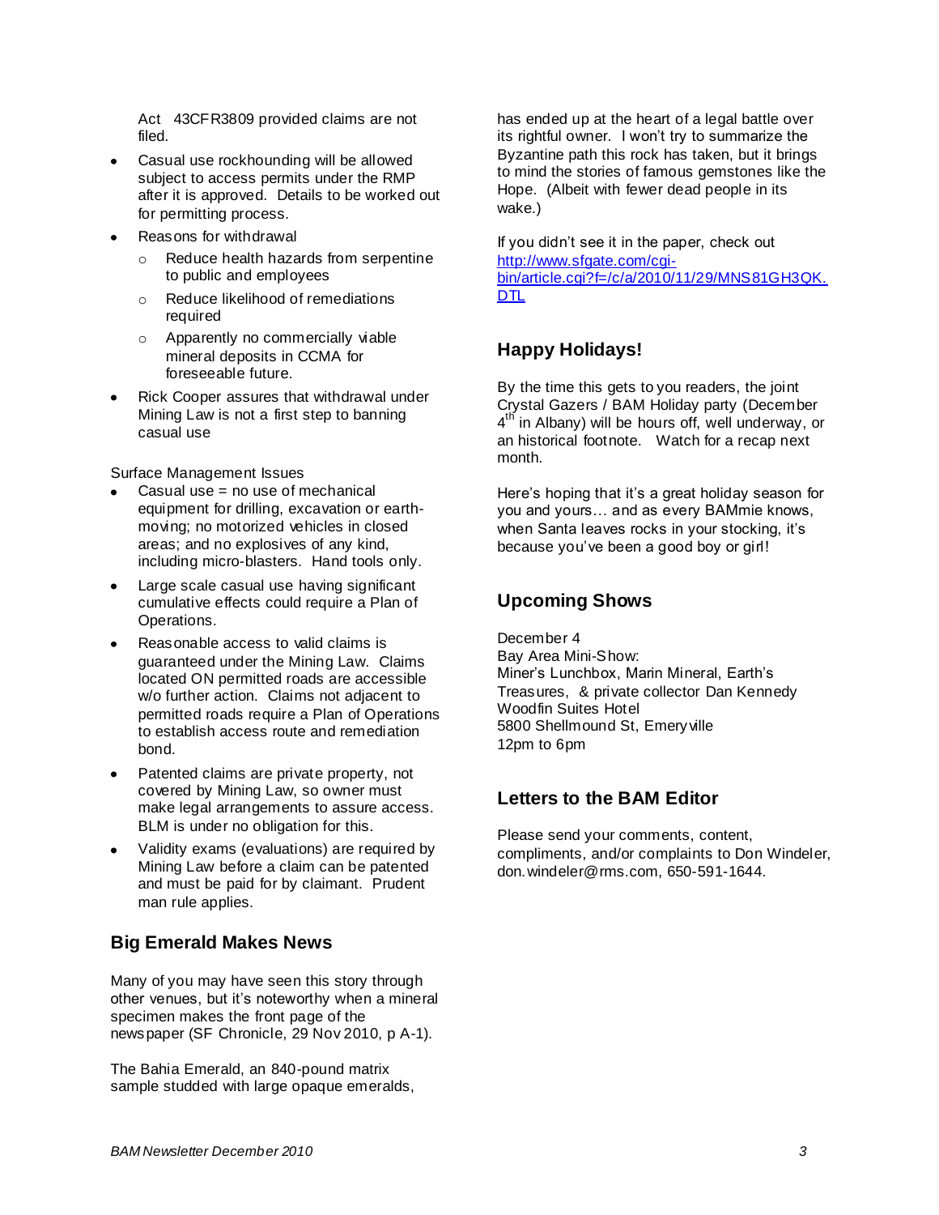Act 43CFR3809 provided claims are not filed.

- Casual use rockhounding will be allowed subject to access permits under the RMP after it is approved. Details to be worked out for permitting process.
- Reasons for withdrawal
  - Reduce health hazards from serpentine to public and employees
  - Reduce likelihood of remediations required
  - Apparently no commercially viable mineral deposits in CCMA for foreseeable future.
- Rick Cooper assures that withdrawal under Mining Law is not a first step to banning casual use

Surface Management Issues

- Casual use = no use of mechanical equipment for drilling, excavation or earth-moving; no motorized vehicles in closed areas; and no explosives of any kind, including micro-blasters. Hand tools only.
- Large scale casual use having significant cumulative effects could require a Plan of Operations.
- Reasonable access to valid claims is guaranteed under the Mining Law. Claims located ON permitted roads are accessible w/o further action. Claims not adjacent to permitted roads require a Plan of Operations to establish access route and remediation bond.
- Patented claims are private property, not covered by Mining Law, so owner must make legal arrangements to assure access. BLM is under no obligation for this.
- Validity exams (evaluations) are required by Mining Law before a claim can be patented and must be paid for by claimant. Prudent man rule applies.

## Big Emerald Makes News

Many of you may have seen this story through other venues, but it's noteworthy when a mineral specimen makes the front page of the newspaper (SF Chronicle, 29 Nov 2010, p A-1).

The Bahia Emerald, an 840-pound matrix sample studded with large opaque emeralds, has ended up at the heart of a legal battle over its rightful owner. I won't try to summarize the Byzantine path this rock has taken, but it brings to mind the stories of famous gemstones like the Hope. (Albeit with fewer dead people in its wake.)

If you didn't see it in the paper, check out http://www.sfgate.com/cgi-bin/article.cgi?f=/c/a/2010/11/29/MNS81GH3QK.DTL

## Happy Holidays!

By the time this gets to you readers, the joint Crystal Gazers / BAM Holiday party (December 4th in Albany) will be hours off, well underway, or an historical footnote. Watch for a recap next month.

Here's hoping that it's a great holiday season for you and yours… and as every BAMmie knows, when Santa leaves rocks in your stocking, it's because you've been a good boy or girl!

## Upcoming Shows

December 4
Bay Area Mini-Show:
Miner's Lunchbox, Marin Mineral, Earth's Treasures, & private collector Dan Kennedy
Woodfin Suites Hotel
5800 Shellmound St, Emeryville
12pm to 6pm

## Letters to the BAM Editor

Please send your comments, content, compliments, and/or complaints to Don Windeler, don.windeler@rms.com, 650-591-1644.